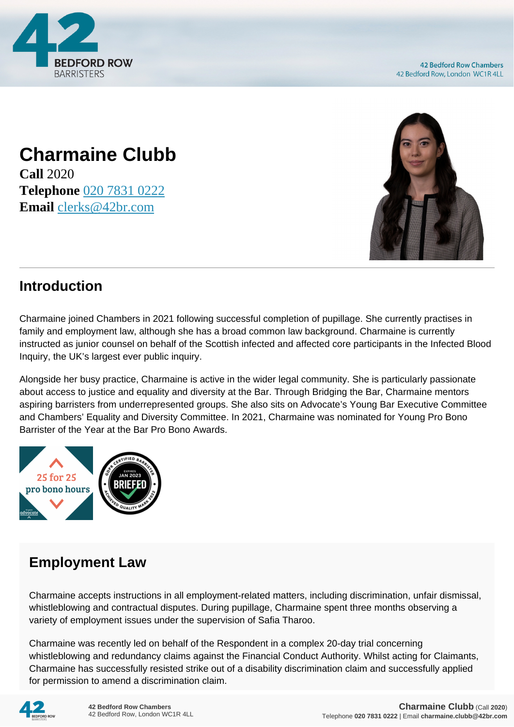# Charmaine Clubb

**Call** 2020
**Telephone** 020 7831 0222
**Email** clerks@42br.com

## Introduction

Charmaine joined Chambers in 2021 following successful completion of pupillage. She currently practises in family and employment law, although she has a broad common law background. Charmaine is currently instructed as junior counsel on behalf of the Scottish infected and affected core participants in the Infected Blood Inquiry, the UK's largest ever public inquiry.

Alongside her busy practice, Charmaine is active in the wider legal community. She is particularly passionate about access to justice and equality and diversity at the Bar. Through Bridging the Bar, Charmaine mentors aspiring barristers from underrepresented groups. She also sits on Advocate's Young Bar Executive Committee and Chambers' Equality and Diversity Committee. In 2021, Charmaine was nominated for Young Pro Bono Barrister of the Year at the Bar Pro Bono Awards.

## Employment Law

Charmaine accepts instructions in all employment-related matters, including discrimination, unfair dismissal, whistleblowing and contractual disputes. During pupillage, Charmaine spent three months observing a variety of employment issues under the supervision of Safia Tharoo.

Charmaine was recently led on behalf of the Respondent in a complex 20-day trial concerning whistleblowing and redundancy claims against the Financial Conduct Authority. Whilst acting for Claimants, Charmaine has successfully resisted strike out of a disability discrimination claim and successfully applied for permission to amend a discrimination claim.